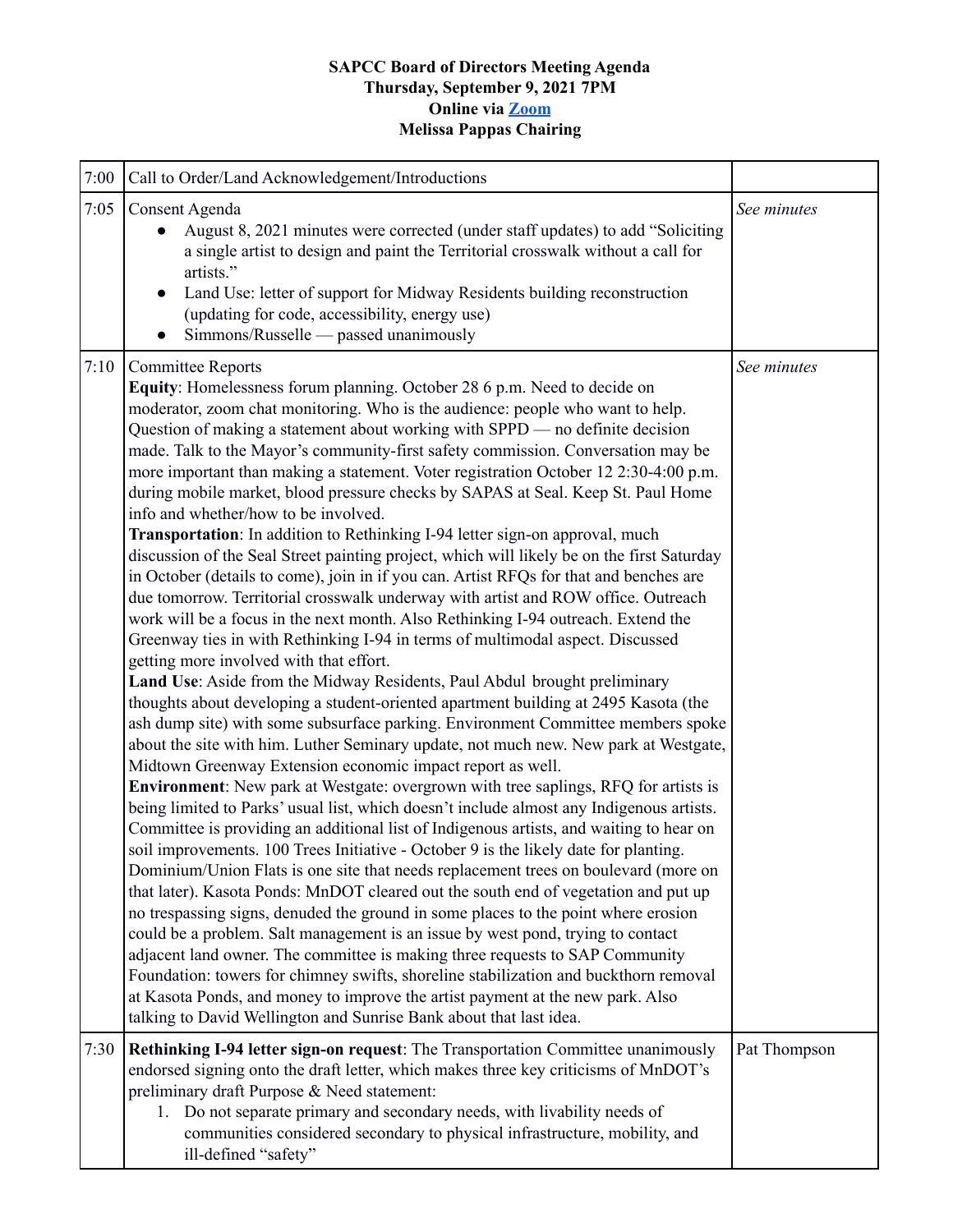**SAPCC Board of Directors Meeting Agenda**
**Thursday, September 9, 2021 7PM**
**Online via [Zoom]**
**Melissa Pappas Chairing**

| | | |
|---|---|---|
| 7:00 | Call to Order/Land Acknowledgement/Introductions | |
| 7:05 | Consent Agenda<br>● August 8, 2021 minutes were corrected (under staff updates) to add "Soliciting a single artist to design and paint the Territorial crosswalk without a call for artists."<br>● Land Use: letter of support for Midway Residents building reconstruction (updating for code, accessibility, energy use)<br>● Simmons/Russelle — passed unanimously | *See minutes* |
| 7:10 | Committee Reports<br>**Equity**: Homelessness forum planning. October 28 6 p.m. Need to decide on moderator, zoom chat monitoring. Who is the audience: people who want to help. Question of making a statement about working with SPPD — no definite decision made. Talk to the Mayor's community-first safety commission. Conversation may be more important than making a statement. Voter registration October 12 2:30-4:00 p.m. during mobile market, blood pressure checks by SAPAS at Seal. Keep St. Paul Home info and whether/how to be involved.<br>**Transportation**: In addition to Rethinking I-94 letter sign-on approval, much discussion of the Seal Street painting project, which will likely be on the first Saturday in October (details to come), join in if you can. Artist RFQs for that and benches are due tomorrow. Territorial crosswalk underway with artist and ROW office. Outreach work will be a focus in the next month. Also Rethinking I-94 outreach. Extend the Greenway ties in with Rethinking I-94 in terms of multimodal aspect. Discussed getting more involved with that effort.<br>**Land Use**: Aside from the Midway Residents, Paul Abdul brought preliminary thoughts about developing a student-oriented apartment building at 2495 Kasota (the ash dump site) with some subsurface parking. Environment Committee members spoke about the site with him. Luther Seminary update, not much new. New park at Westgate, Midtown Greenway Extension economic impact report as well.<br>**Environment**: New park at Westgate: overgrown with tree saplings, RFQ for artists is being limited to Parks' usual list, which doesn't include almost any Indigenous artists. Committee is providing an additional list of Indigenous artists, and waiting to hear on soil improvements. 100 Trees Initiative - October 9 is the likely date for planting. Dominium/Union Flats is one site that needs replacement trees on boulevard (more on that later). Kasota Ponds: MnDOT cleared out the south end of vegetation and put up no trespassing signs, denuded the ground in some places to the point where erosion could be a problem. Salt management is an issue by west pond, trying to contact adjacent land owner. The committee is making three requests to SAP Community Foundation: towers for chimney swifts, shoreline stabilization and buckthorn removal at Kasota Ponds, and money to improve the artist payment at the new park. Also talking to David Wellington and Sunrise Bank about that last idea. | *See minutes* |
| 7:30 | **Rethinking I-94 letter sign-on request**: The Transportation Committee unanimously endorsed signing onto the draft letter, which makes three key criticisms of MnDOT's preliminary draft Purpose & Need statement:<br>1. Do not separate primary and secondary needs, with livability needs of communities considered secondary to physical infrastructure, mobility, and ill-defined "safety" | Pat Thompson |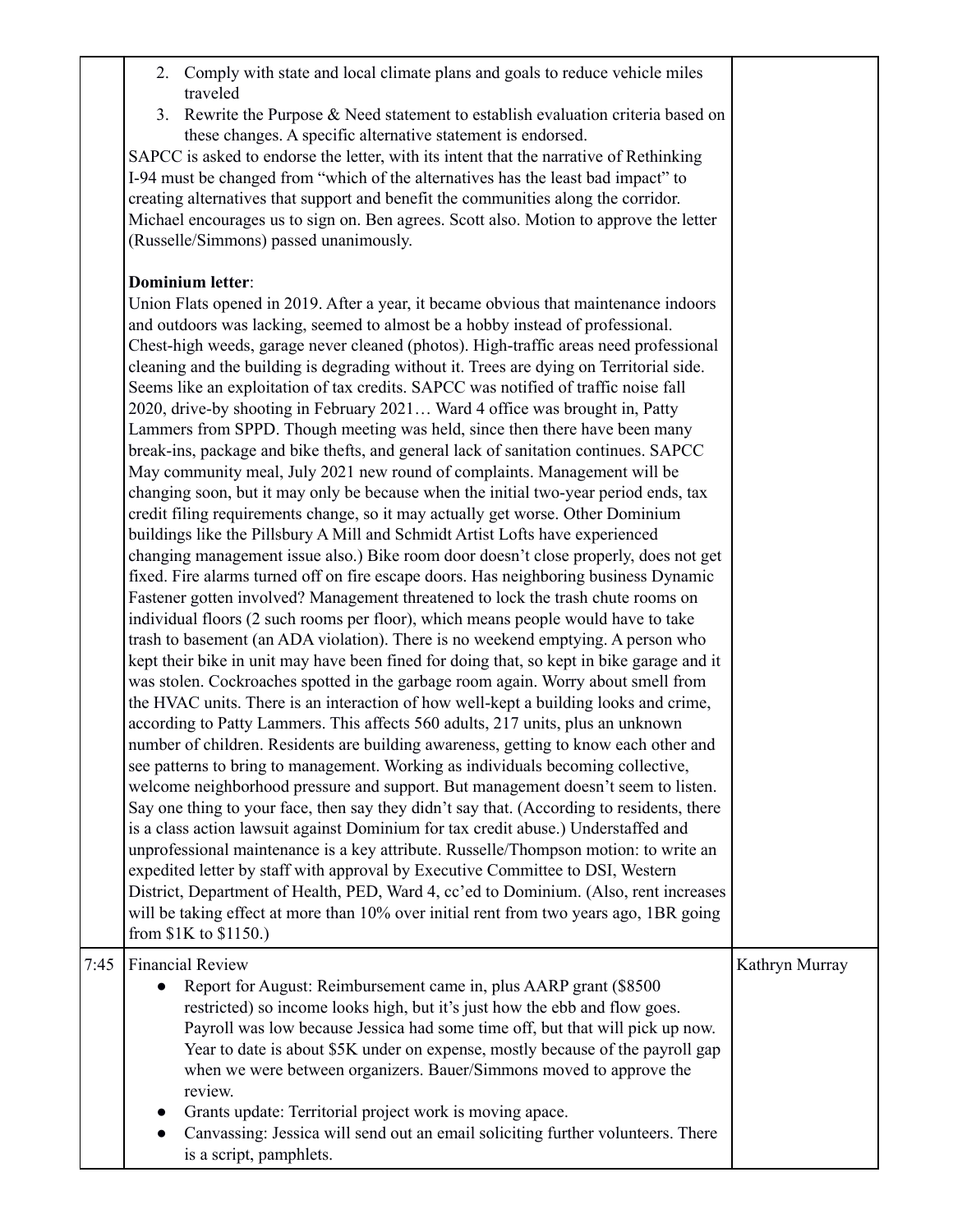| | | |
|---|---|---|
| | 2. Comply with state and local climate plans and goals to reduce vehicle miles traveled<br>3. Rewrite the Purpose & Need statement to establish evaluation criteria based on these changes. A specific alternative statement is endorsed.<br>SAPCC is asked to endorse the letter, with its intent that the narrative of Rethinking I-94 must be changed from "which of the alternatives has the least bad impact" to creating alternatives that support and benefit the communities along the corridor. Michael encourages us to sign on. Ben agrees. Scott also. Motion to approve the letter (Russelle/Simmons) passed unanimously.<br><br>**Dominium letter**:<br>Union Flats opened in 2019. After a year, it became obvious that maintenance indoors and outdoors was lacking, seemed to almost be a hobby instead of professional. Chest-high weeds, garage never cleaned (photos). High-traffic areas need professional cleaning and the building is degrading without it. Trees are dying on Territorial side. Seems like an exploitation of tax credits. SAPCC was notified of traffic noise fall 2020, drive-by shooting in February 2021… Ward 4 office was brought in, Patty Lammers from SPPD. Though meeting was held, since then there have been many break-ins, package and bike thefts, and general lack of sanitation continues. SAPCC May community meal, July 2021 new round of complaints. Management will be changing soon, but it may only be because when the initial two-year period ends, tax credit filing requirements change, so it may actually get worse. Other Dominium buildings like the Pillsbury A Mill and Schmidt Artist Lofts have experienced changing management issue also.) Bike room door doesn't close properly, does not get fixed. Fire alarms turned off on fire escape doors. Has neighboring business Dynamic Fastener gotten involved? Management threatened to lock the trash chute rooms on individual floors (2 such rooms per floor), which means people would have to take trash to basement (an ADA violation). There is no weekend emptying. A person who kept their bike in unit may have been fined for doing that, so kept in bike garage and it was stolen. Cockroaches spotted in the garbage room again. Worry about smell from the HVAC units. There is an interaction of how well-kept a building looks and crime, according to Patty Lammers. This affects 560 adults, 217 units, plus an unknown number of children. Residents are building awareness, getting to know each other and see patterns to bring to management. Working as individuals becoming collective, welcome neighborhood pressure and support. But management doesn't seem to listen. Say one thing to your face, then say they didn't say that. (According to residents, there is a class action lawsuit against Dominium for tax credit abuse.) Understaffed and unprofessional maintenance is a key attribute. Russelle/Thompson motion: to write an expedited letter by staff with approval by Executive Committee to DSI, Western District, Department of Health, PED, Ward 4, cc'ed to Dominium. (Also, rent increases will be taking effect at more than 10% over initial rent from two years ago, 1BR going from $1K to $1150.) | |
| 7:45 | Financial Review<br>• Report for August: Reimbursement came in, plus AARP grant ($8500 restricted) so income looks high, but it's just how the ebb and flow goes. Payroll was low because Jessica had some time off, but that will pick up now. Year to date is about $5K under on expense, mostly because of the payroll gap when we were between organizers. Bauer/Simmons moved to approve the review.<br>• Grants update: Territorial project work is moving apace.<br>• Canvassing: Jessica will send out an email soliciting further volunteers. There is a script, pamphlets. | Kathryn Murray |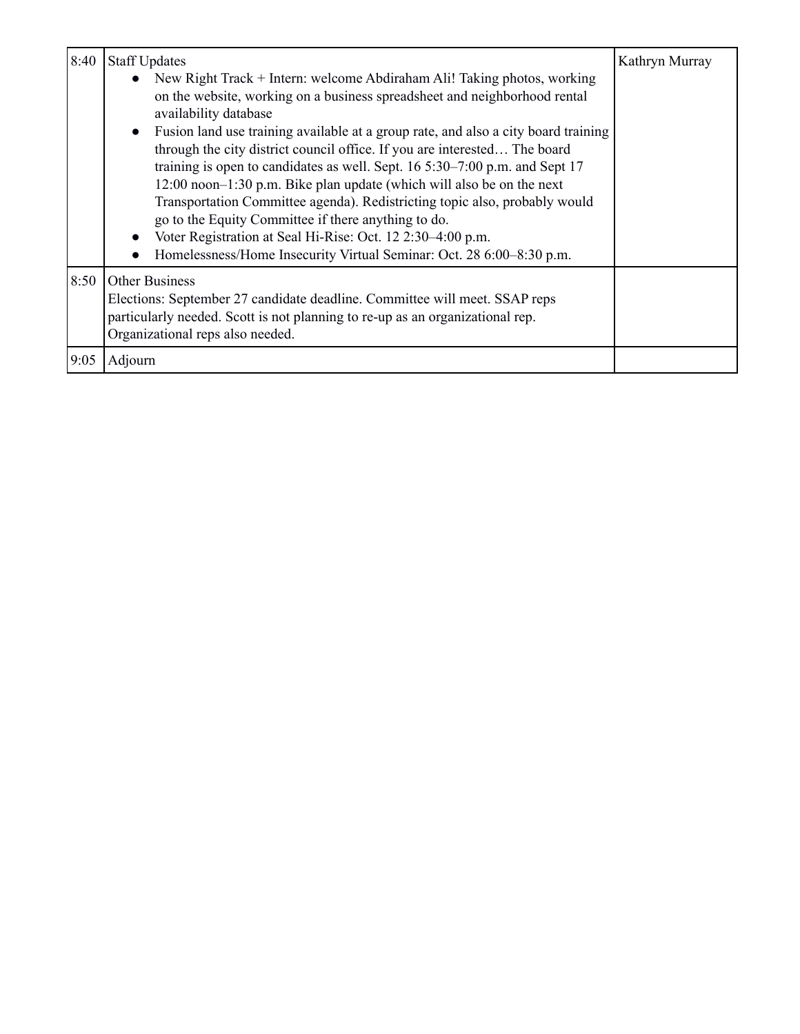| | | |
|---|---|---|
| 8:40 | Staff Updates<br>• New Right Track + Intern: welcome Abdiraham Ali! Taking photos, working on the website, working on a business spreadsheet and neighborhood rental availability database<br>• Fusion land use training available at a group rate, and also a city board training through the city district council office. If you are interested… The board training is open to candidates as well. Sept. 16 5:30–7:00 p.m. and Sept 17 12:00 noon–1:30 p.m. Bike plan update (which will also be on the next Transportation Committee agenda). Redistricting topic also, probably would go to the Equity Committee if there anything to do.<br>• Voter Registration at Seal Hi-Rise: Oct. 12 2:30–4:00 p.m.<br>• Homelessness/Home Insecurity Virtual Seminar: Oct. 28 6:00–8:30 p.m. | Kathryn Murray |
| 8:50 | Other Business<br>Elections: September 27 candidate deadline. Committee will meet. SSAP reps particularly needed. Scott is not planning to re-up as an organizational rep. Organizational reps also needed. | |
| 9:05 | Adjourn | |